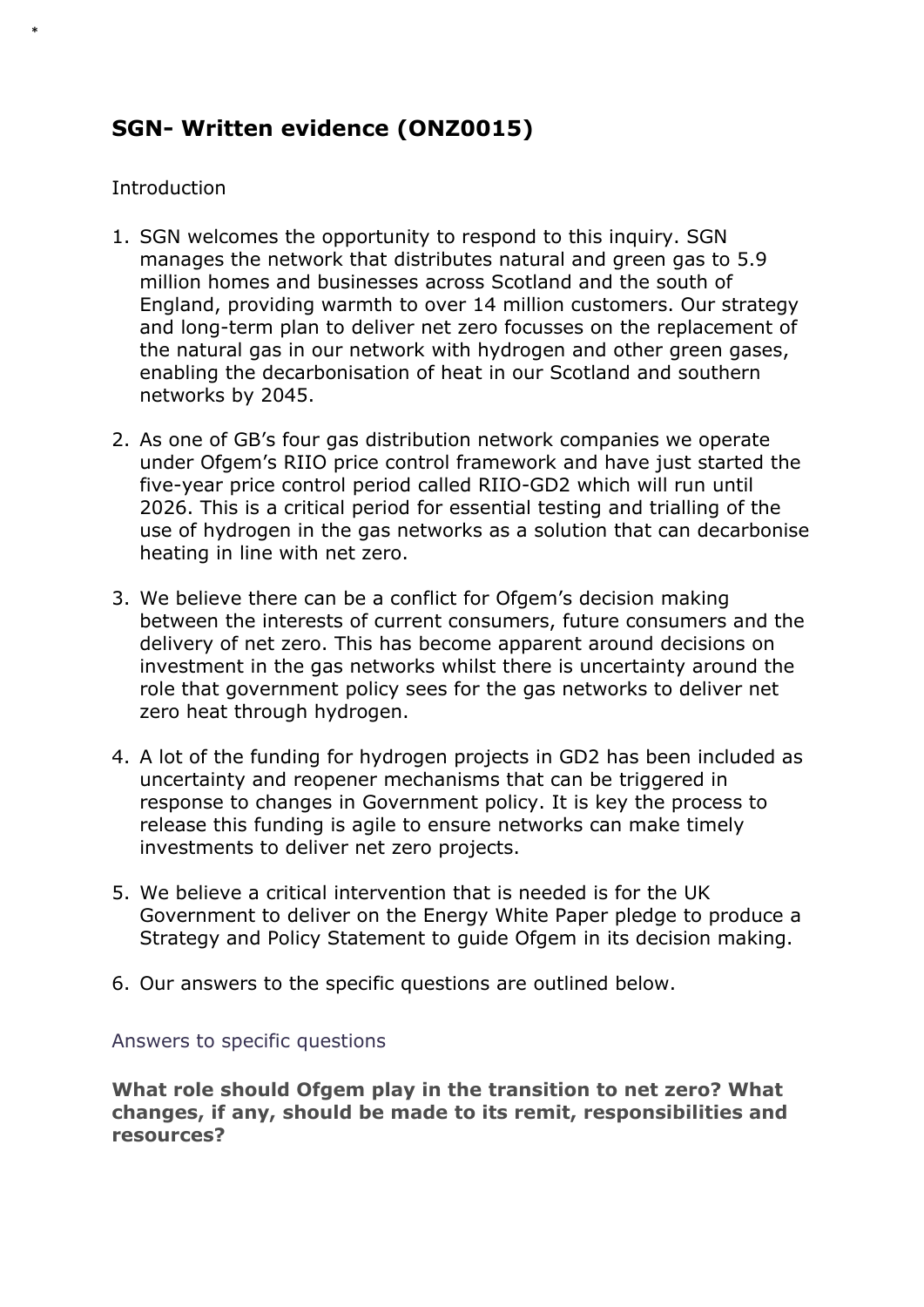# SGN- Written evidence (ONZ0015)

Introduction

1. SGN welcomes the opportunity to respond to this inquiry. SGN manages the network that distributes natural and green gas to 5.9 million homes and businesses across Scotland and the south of England, providing warmth to over 14 million customers. Our strategy and long-term plan to deliver net zero focusses on the replacement of the natural gas in our network with hydrogen and other green gases, enabling the decarbonisation of heat in our Scotland and southern networks by 2045.

2. As one of GB's four gas distribution network companies we operate under Ofgem's RIIO price control framework and have just started the five-year price control period called RIIO-GD2 which will run until 2026. This is a critical period for essential testing and trialling of the use of hydrogen in the gas networks as a solution that can decarbonise heating in line with net zero.

3. We believe there can be a conflict for Ofgem's decision making between the interests of current consumers, future consumers and the delivery of net zero. This has become apparent around decisions on investment in the gas networks whilst there is uncertainty around the role that government policy sees for the gas networks to deliver net zero heat through hydrogen.

4. A lot of the funding for hydrogen projects in GD2 has been included as uncertainty and reopener mechanisms that can be triggered in response to changes in Government policy. It is key the process to release this funding is agile to ensure networks can make timely investments to deliver net zero projects.

5. We believe a critical intervention that is needed is for the UK Government to deliver on the Energy White Paper pledge to produce a Strategy and Policy Statement to guide Ofgem in its decision making.

6. Our answers to the specific questions are outlined below.

## Answers to specific questions

**What role should Ofgem play in the transition to net zero? What changes, if any, should be made to its remit, responsibilities and resources?**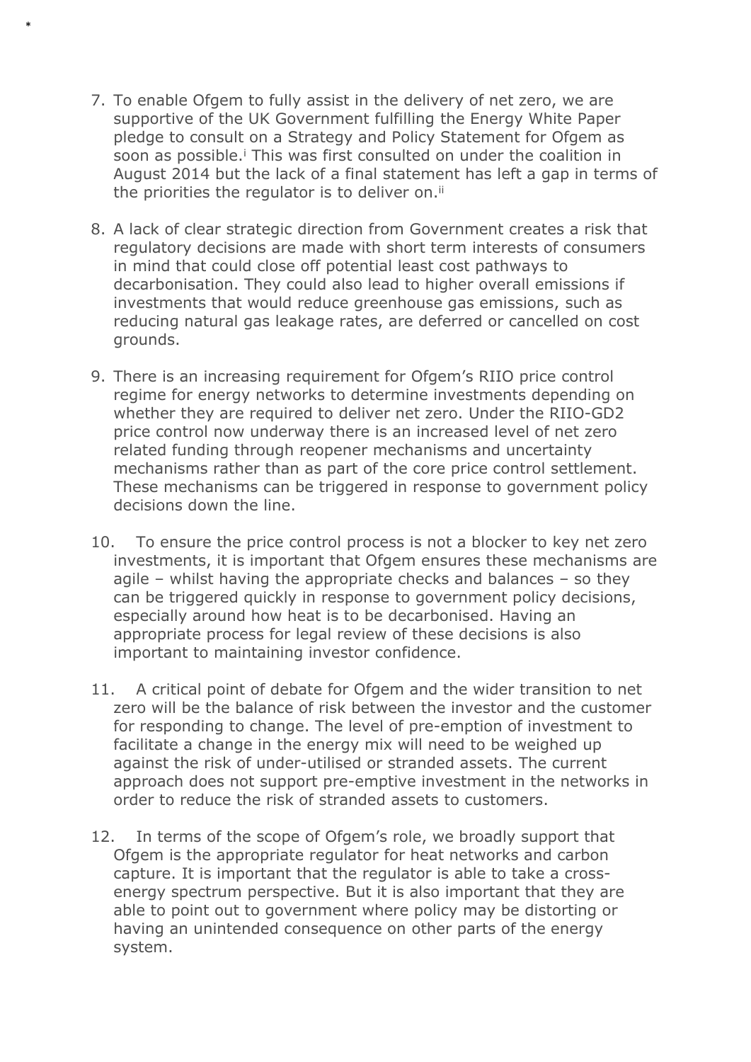7. To enable Ofgem to fully assist in the delivery of net zero, we are supportive of the UK Government fulfilling the Energy White Paper pledge to consult on a Strategy and Policy Statement for Ofgem as soon as possible.[i] This was first consulted on under the coalition in August 2014 but the lack of a final statement has left a gap in terms of the priorities the regulator is to deliver on.[ii]

8. A lack of clear strategic direction from Government creates a risk that regulatory decisions are made with short term interests of consumers in mind that could close off potential least cost pathways to decarbonisation. They could also lead to higher overall emissions if investments that would reduce greenhouse gas emissions, such as reducing natural gas leakage rates, are deferred or cancelled on cost grounds.

9. There is an increasing requirement for Ofgem's RIIO price control regime for energy networks to determine investments depending on whether they are required to deliver net zero. Under the RIIO-GD2 price control now underway there is an increased level of net zero related funding through reopener mechanisms and uncertainty mechanisms rather than as part of the core price control settlement. These mechanisms can be triggered in response to government policy decisions down the line.

10. To ensure the price control process is not a blocker to key net zero investments, it is important that Ofgem ensures these mechanisms are agile – whilst having the appropriate checks and balances – so they can be triggered quickly in response to government policy decisions, especially around how heat is to be decarbonised. Having an appropriate process for legal review of these decisions is also important to maintaining investor confidence.

11. A critical point of debate for Ofgem and the wider transition to net zero will be the balance of risk between the investor and the customer for responding to change. The level of pre-emption of investment to facilitate a change in the energy mix will need to be weighed up against the risk of under-utilised or stranded assets. The current approach does not support pre-emptive investment in the networks in order to reduce the risk of stranded assets to customers.

12. In terms of the scope of Ofgem's role, we broadly support that Ofgem is the appropriate regulator for heat networks and carbon capture. It is important that the regulator is able to take a cross-energy spectrum perspective. But it is also important that they are able to point out to government where policy may be distorting or having an unintended consequence on other parts of the energy system.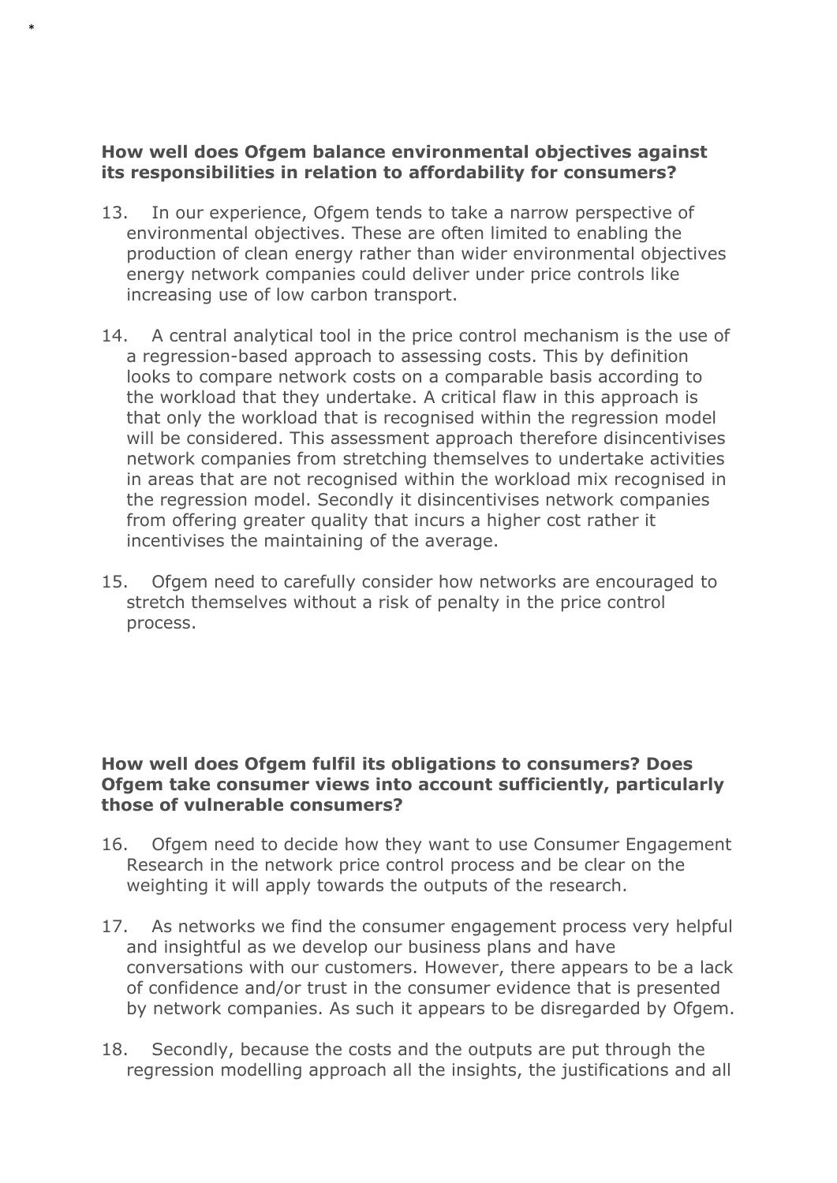**How well does Ofgem balance environmental objectives against its responsibilities in relation to affordability for consumers?**

13. In our experience, Ofgem tends to take a narrow perspective of environmental objectives. These are often limited to enabling the production of clean energy rather than wider environmental objectives energy network companies could deliver under price controls like increasing use of low carbon transport.

14. A central analytical tool in the price control mechanism is the use of a regression-based approach to assessing costs. This by definition looks to compare network costs on a comparable basis according to the workload that they undertake. A critical flaw in this approach is that only the workload that is recognised within the regression model will be considered. This assessment approach therefore disincentivises network companies from stretching themselves to undertake activities in areas that are not recognised within the workload mix recognised in the regression model. Secondly it disincentivises network companies from offering greater quality that incurs a higher cost rather it incentivises the maintaining of the average.

15. Ofgem need to carefully consider how networks are encouraged to stretch themselves without a risk of penalty in the price control process.

**How well does Ofgem fulfil its obligations to consumers? Does Ofgem take consumer views into account sufficiently, particularly those of vulnerable consumers?**

16. Ofgem need to decide how they want to use Consumer Engagement Research in the network price control process and be clear on the weighting it will apply towards the outputs of the research.

17. As networks we find the consumer engagement process very helpful and insightful as we develop our business plans and have conversations with our customers. However, there appears to be a lack of confidence and/or trust in the consumer evidence that is presented by network companies. As such it appears to be disregarded by Ofgem.

18. Secondly, because the costs and the outputs are put through the regression modelling approach all the insights, the justifications and all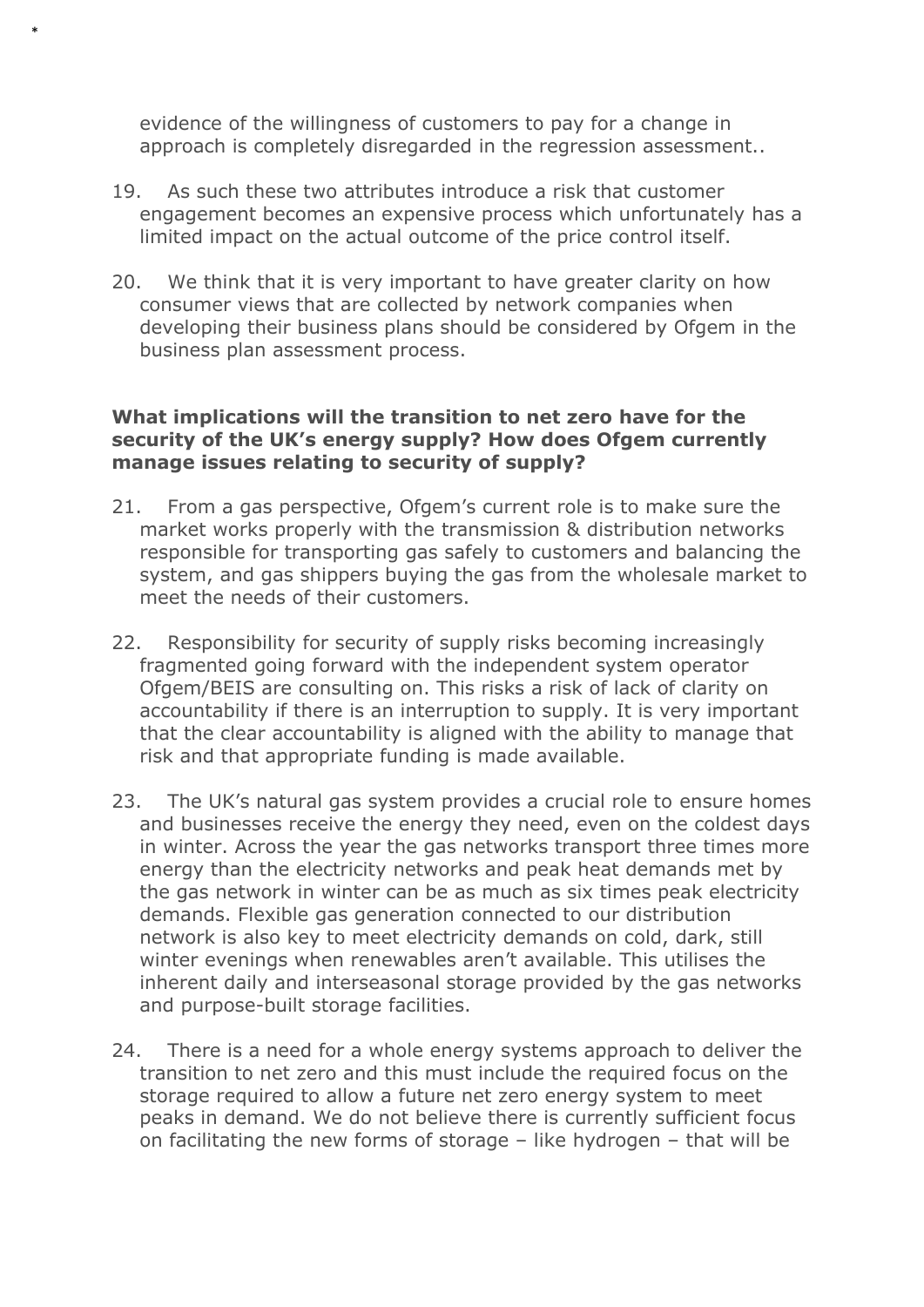evidence of the willingness of customers to pay for a change in approach is completely disregarded in the regression assessment..

19. As such these two attributes introduce a risk that customer engagement becomes an expensive process which unfortunately has a limited impact on the actual outcome of the price control itself.

20. We think that it is very important to have greater clarity on how consumer views that are collected by network companies when developing their business plans should be considered by Ofgem in the business plan assessment process.

**What implications will the transition to net zero have for the security of the UK's energy supply? How does Ofgem currently manage issues relating to security of supply?**

21. From a gas perspective, Ofgem's current role is to make sure the market works properly with the transmission & distribution networks responsible for transporting gas safely to customers and balancing the system, and gas shippers buying the gas from the wholesale market to meet the needs of their customers.

22. Responsibility for security of supply risks becoming increasingly fragmented going forward with the independent system operator Ofgem/BEIS are consulting on. This risks a risk of lack of clarity on accountability if there is an interruption to supply. It is very important that the clear accountability is aligned with the ability to manage that risk and that appropriate funding is made available.

23. The UK's natural gas system provides a crucial role to ensure homes and businesses receive the energy they need, even on the coldest days in winter. Across the year the gas networks transport three times more energy than the electricity networks and peak heat demands met by the gas network in winter can be as much as six times peak electricity demands. Flexible gas generation connected to our distribution network is also key to meet electricity demands on cold, dark, still winter evenings when renewables aren't available. This utilises the inherent daily and interseasonal storage provided by the gas networks and purpose-built storage facilities.

24. There is a need for a whole energy systems approach to deliver the transition to net zero and this must include the required focus on the storage required to allow a future net zero energy system to meet peaks in demand. We do not believe there is currently sufficient focus on facilitating the new forms of storage – like hydrogen – that will be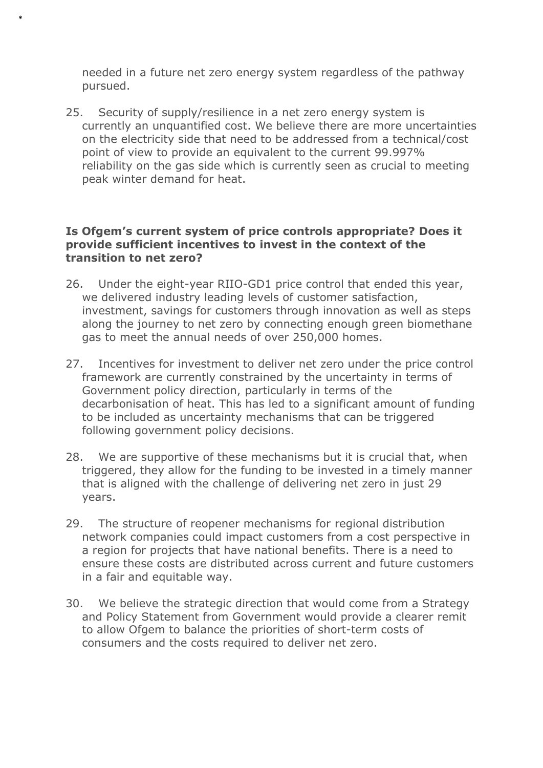needed in a future net zero energy system regardless of the pathway pursued.

25. Security of supply/resilience in a net zero energy system is currently an unquantified cost. We believe there are more uncertainties on the electricity side that need to be addressed from a technical/cost point of view to provide an equivalent to the current 99.997% reliability on the gas side which is currently seen as crucial to meeting peak winter demand for heat.

**Is Ofgem's current system of price controls appropriate? Does it provide sufficient incentives to invest in the context of the transition to net zero?**

26. Under the eight-year RIIO-GD1 price control that ended this year, we delivered industry leading levels of customer satisfaction, investment, savings for customers through innovation as well as steps along the journey to net zero by connecting enough green biomethane gas to meet the annual needs of over 250,000 homes.

27. Incentives for investment to deliver net zero under the price control framework are currently constrained by the uncertainty in terms of Government policy direction, particularly in terms of the decarbonisation of heat. This has led to a significant amount of funding to be included as uncertainty mechanisms that can be triggered following government policy decisions.

28. We are supportive of these mechanisms but it is crucial that, when triggered, they allow for the funding to be invested in a timely manner that is aligned with the challenge of delivering net zero in just 29 years.

29. The structure of reopener mechanisms for regional distribution network companies could impact customers from a cost perspective in a region for projects that have national benefits. There is a need to ensure these costs are distributed across current and future customers in a fair and equitable way.

30. We believe the strategic direction that would come from a Strategy and Policy Statement from Government would provide a clearer remit to allow Ofgem to balance the priorities of short-term costs of consumers and the costs required to deliver net zero.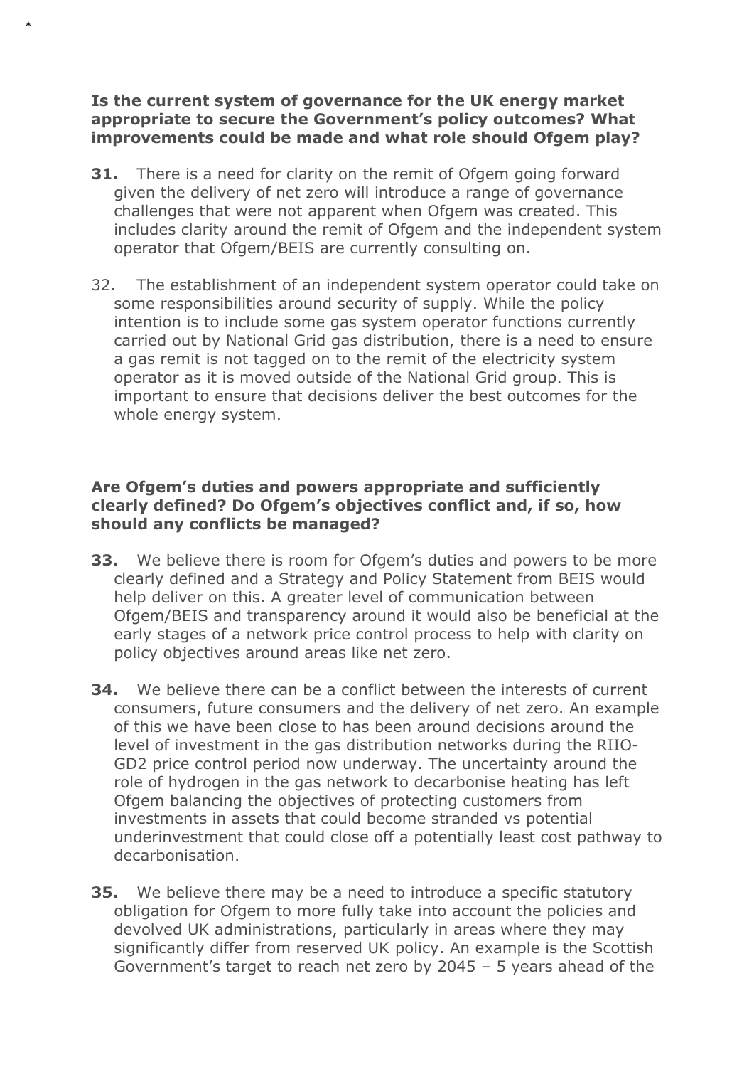**Is the current system of governance for the UK energy market appropriate to secure the Government's policy outcomes? What improvements could be made and what role should Ofgem play?**

**31.** There is a need for clarity on the remit of Ofgem going forward given the delivery of net zero will introduce a range of governance challenges that were not apparent when Ofgem was created. This includes clarity around the remit of Ofgem and the independent system operator that Ofgem/BEIS are currently consulting on.

32. The establishment of an independent system operator could take on some responsibilities around security of supply. While the policy intention is to include some gas system operator functions currently carried out by National Grid gas distribution, there is a need to ensure a gas remit is not tagged on to the remit of the electricity system operator as it is moved outside of the National Grid group. This is important to ensure that decisions deliver the best outcomes for the whole energy system.

**Are Ofgem's duties and powers appropriate and sufficiently clearly defined? Do Ofgem's objectives conflict and, if so, how should any conflicts be managed?**

**33.** We believe there is room for Ofgem's duties and powers to be more clearly defined and a Strategy and Policy Statement from BEIS would help deliver on this. A greater level of communication between Ofgem/BEIS and transparency around it would also be beneficial at the early stages of a network price control process to help with clarity on policy objectives around areas like net zero.

**34.** We believe there can be a conflict between the interests of current consumers, future consumers and the delivery of net zero. An example of this we have been close to has been around decisions around the level of investment in the gas distribution networks during the RIIO-GD2 price control period now underway. The uncertainty around the role of hydrogen in the gas network to decarbonise heating has left Ofgem balancing the objectives of protecting customers from investments in assets that could become stranded vs potential underinvestment that could close off a potentially least cost pathway to decarbonisation.

**35.** We believe there may be a need to introduce a specific statutory obligation for Ofgem to more fully take into account the policies and devolved UK administrations, particularly in areas where they may significantly differ from reserved UK policy. An example is the Scottish Government's target to reach net zero by 2045 – 5 years ahead of the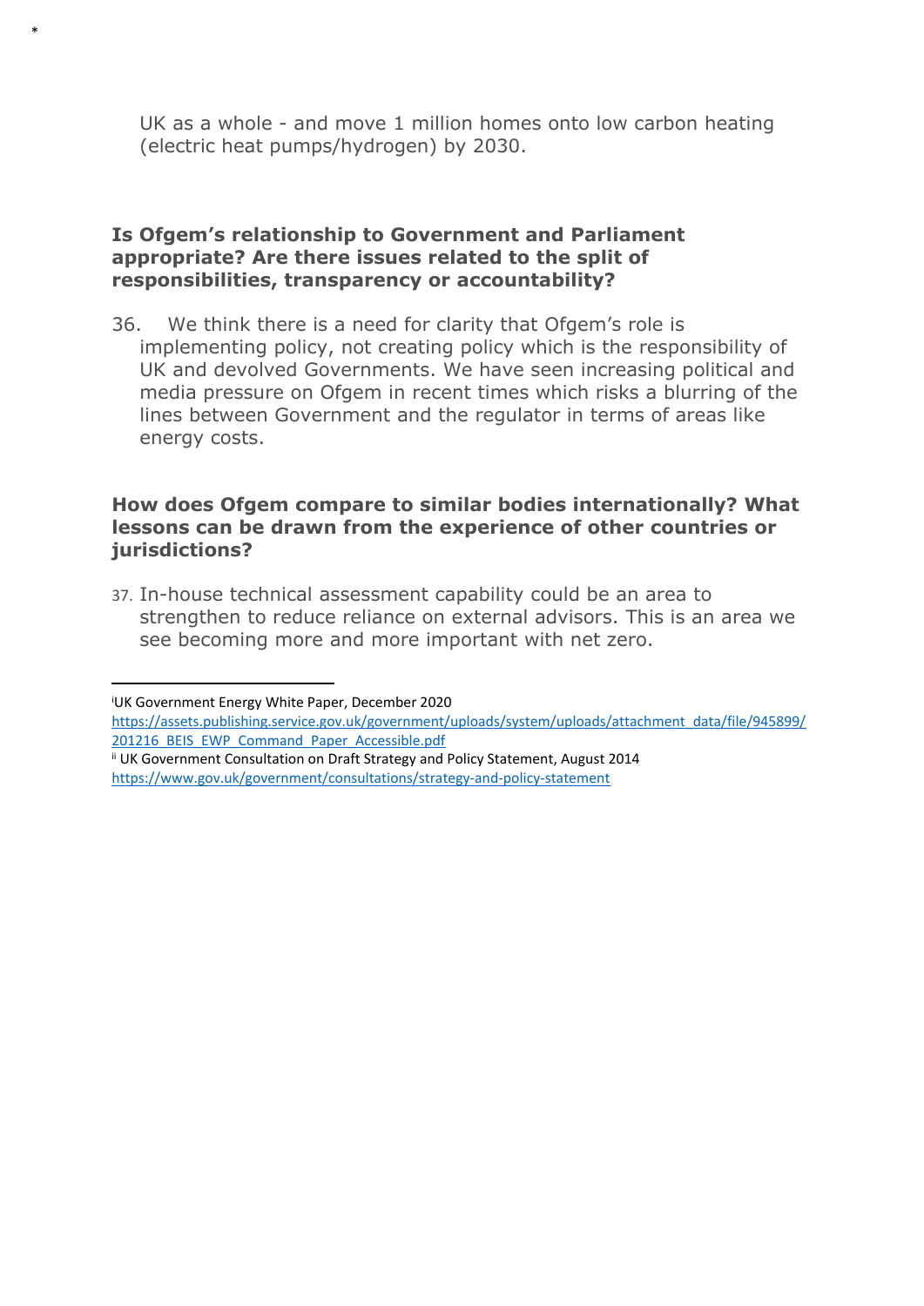UK as a whole - and move 1 million homes onto low carbon heating (electric heat pumps/hydrogen) by 2030.

**Is Ofgem's relationship to Government and Parliament appropriate? Are there issues related to the split of responsibilities, transparency or accountability?**

36. We think there is a need for clarity that Ofgem's role is implementing policy, not creating policy which is the responsibility of UK and devolved Governments. We have seen increasing political and media pressure on Ofgem in recent times which risks a blurring of the lines between Government and the regulator in terms of areas like energy costs.

**How does Ofgem compare to similar bodies internationally? What lessons can be drawn from the experience of other countries or jurisdictions?**

37. In-house technical assessment capability could be an area to strengthen to reduce reliance on external advisors. This is an area we see becoming more and more important with net zero.

---

[i] UK Government Energy White Paper, December 2020
https://assets.publishing.service.gov.uk/government/uploads/system/uploads/attachment_data/file/945899/201216_BEIS_EWP_Command_Paper_Accessible.pdf

[ii] UK Government Consultation on Draft Strategy and Policy Statement, August 2014
https://www.gov.uk/government/consultations/strategy-and-policy-statement